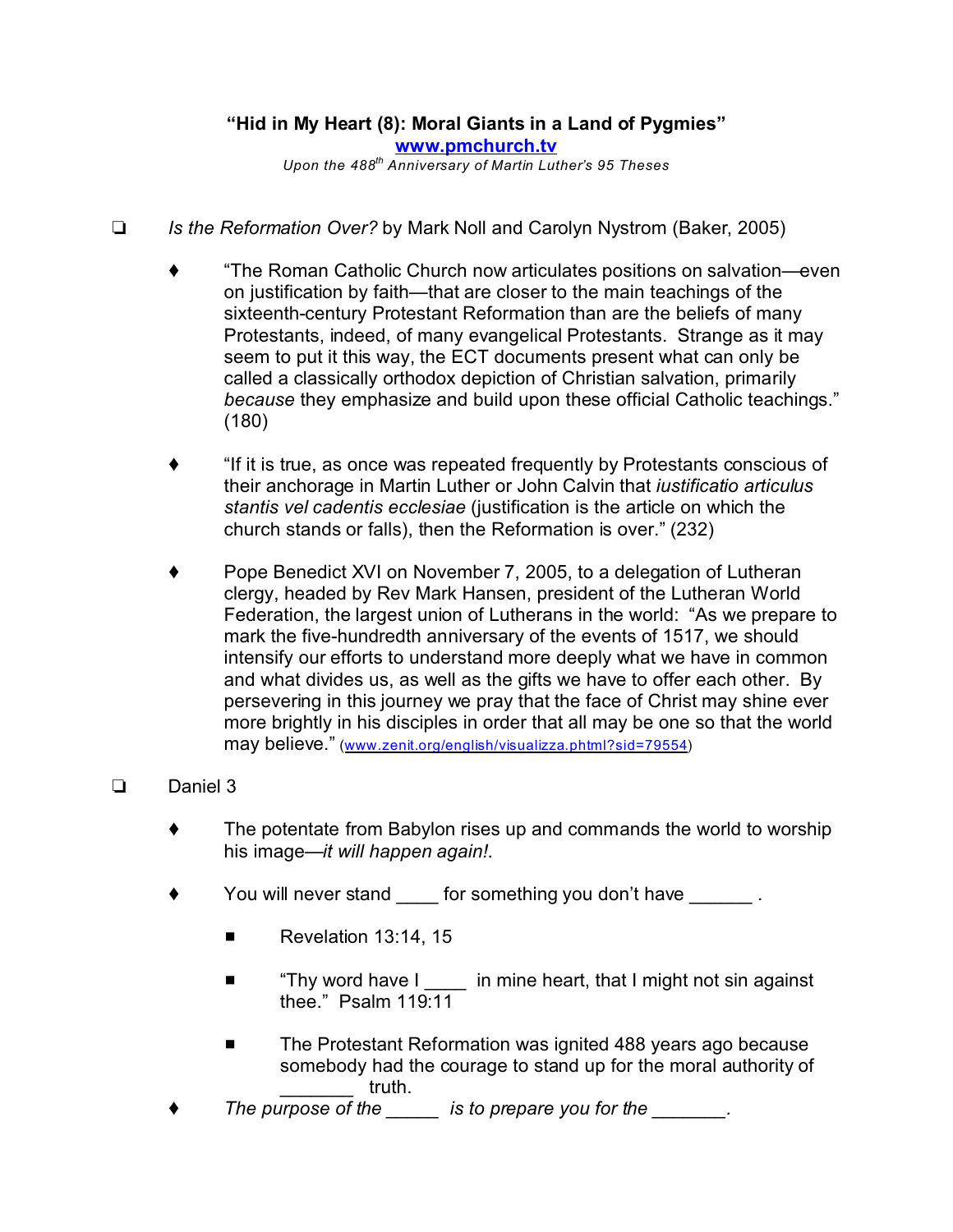**“Hid in My Heart (8): Moral Giants in a Land of Pygmies”**

**www.pmchurch.tv**

*Upon the 488th Anniversary of Martin Luther’s 95 Theses*

- ❑ *Is the Reformation Over?* by Mark Noll and Carolyn Nystrom (Baker, 2005)

  - ♦ “The Roman Catholic Church now articulates positions on salvation—even on justification by faith—that are closer to the main teachings of the sixteenth-century Protestant Reformation than are the beliefs of many Protestants, indeed, of many evangelical Protestants. Strange as it may seem to put it this way, the ECT documents present what can only be called a classically orthodox depiction of Christian salvation, primarily *because* they emphasize and build upon these official Catholic teachings.” (180)

  - ♦ “If it is true, as once was repeated frequently by Protestants conscious of their anchorage in Martin Luther or John Calvin that *iustificatio articulus stantis vel cadentis ecclesiae* (justification is the article on which the church stands or falls), then the Reformation is over.” (232)

  - ♦ Pope Benedict XVI on November 7, 2005, to a delegation of Lutheran clergy, headed by Rev Mark Hansen, president of the Lutheran World Federation, the largest union of Lutherans in the world: “As we prepare to mark the five-hundredth anniversary of the events of 1517, we should intensify our efforts to understand more deeply what we have in common and what divides us, as well as the gifts we have to offer each other. By persevering in this journey we pray that the face of Christ may shine ever more brightly in his disciples in order that all may be one so that the world may believe.” (www.zenit.org/english/visualizza.phtml?sid=79554)

- ❑ Daniel 3

  - ♦ The potentate from Babylon rises up and commands the world to worship his image—*it will happen again!*.

  - ♦ You will never stand ____ for something you don’t have ______ .

    - ■ Revelation 13:14, 15

    - ■ “Thy word have I ____ in mine heart, that I might not sin against thee.” Psalm 119:11

    - ■ The Protestant Reformation was ignited 488 years ago because somebody had the courage to stand up for the moral authority of _______ truth.

  - ♦ *The purpose of the _____ is to prepare you for the _______.*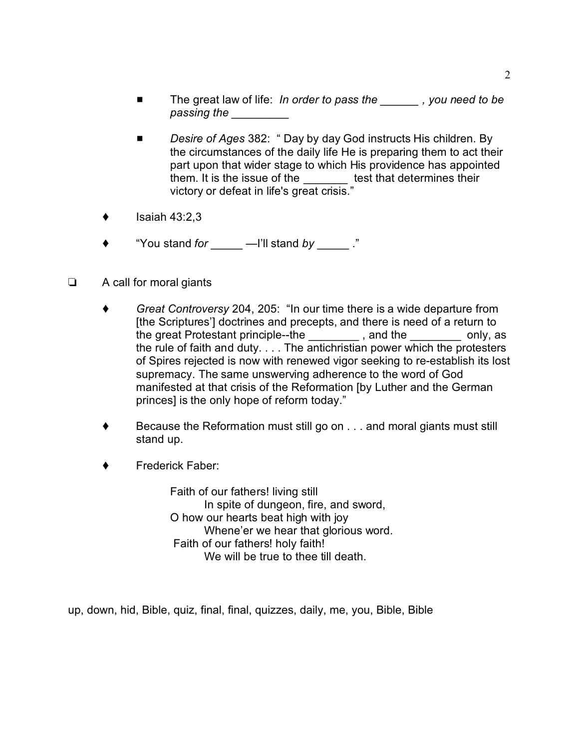- The great law of life: *In order to pass the ______ , you need to be passing the _________*

- *Desire of Ages* 382: " Day by day God instructs His children. By the circumstances of the daily life He is preparing them to act their part upon that wider stage to which His providence has appointed them. It is the issue of the _______ test that determines their victory or defeat in life's great crisis."

- Isaiah 43:2,3

- "You stand *for* _____ —I'll stand *by* _____ ."

- A call for moral giants

  - *Great Controversy* 204, 205: "In our time there is a wide departure from [the Scriptures'] doctrines and precepts, and there is need of a return to the great Protestant principle--the ________ , and the ________ only, as the rule of faith and duty. . . . The antichristian power which the protesters of Spires rejected is now with renewed vigor seeking to re-establish its lost supremacy. The same unswerving adherence to the word of God manifested at that crisis of the Reformation [by Luther and the German princes] is the only hope of reform today."

  - Because the Reformation must still go on . . . and moral giants must still stand up.

  - Frederick Faber:

    Faith of our fathers! living still
    In spite of dungeon, fire, and sword,
    O how our hearts beat high with joy
    Whene'er we hear that glorious word.
    Faith of our fathers! holy faith!
    We will be true to thee till death.

up, down, hid, Bible, quiz, final, final, quizzes, daily, me, you, Bible, Bible